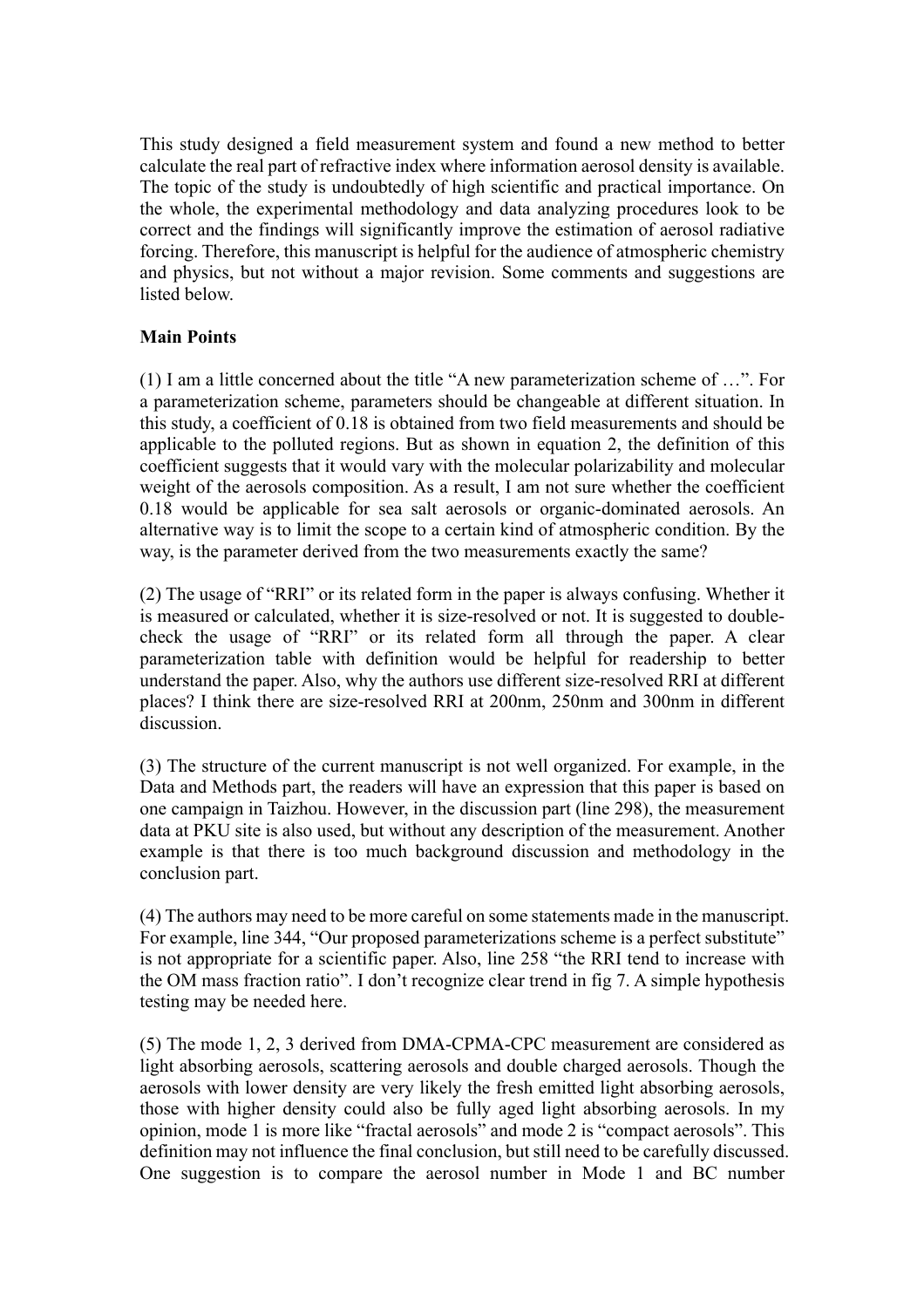This study designed a field measurement system and found a new method to better calculate the real part of refractive index where information aerosol density is available. The topic of the study is undoubtedly of high scientific and practical importance. On the whole, the experimental methodology and data analyzing procedures look to be correct and the findings will significantly improve the estimation of aerosol radiative forcing. Therefore, this manuscript is helpful for the audience of atmospheric chemistry and physics, but not without a major revision. Some comments and suggestions are listed below.

**Main Points**

(1) I am a little concerned about the title "A new parameterization scheme of …". For a parameterization scheme, parameters should be changeable at different situation. In this study, a coefficient of 0.18 is obtained from two field measurements and should be applicable to the polluted regions. But as shown in equation 2, the definition of this coefficient suggests that it would vary with the molecular polarizability and molecular weight of the aerosols composition. As a result, I am not sure whether the coefficient 0.18 would be applicable for sea salt aerosols or organic-dominated aerosols. An alternative way is to limit the scope to a certain kind of atmospheric condition. By the way, is the parameter derived from the two measurements exactly the same?

(2) The usage of "RRI" or its related form in the paper is always confusing. Whether it is measured or calculated, whether it is size-resolved or not. It is suggested to double-check the usage of "RRI" or its related form all through the paper. A clear parameterization table with definition would be helpful for readership to better understand the paper. Also, why the authors use different size-resolved RRI at different places? I think there are size-resolved RRI at 200nm, 250nm and 300nm in different discussion.

(3) The structure of the current manuscript is not well organized. For example, in the Data and Methods part, the readers will have an expression that this paper is based on one campaign in Taizhou. However, in the discussion part (line 298), the measurement data at PKU site is also used, but without any description of the measurement. Another example is that there is too much background discussion and methodology in the conclusion part.

(4) The authors may need to be more careful on some statements made in the manuscript. For example, line 344, "Our proposed parameterizations scheme is a perfect substitute" is not appropriate for a scientific paper. Also, line 258 "the RRI tend to increase with the OM mass fraction ratio". I don't recognize clear trend in fig 7. A simple hypothesis testing may be needed here.

(5) The mode 1, 2, 3 derived from DMA-CPMA-CPC measurement are considered as light absorbing aerosols, scattering aerosols and double charged aerosols. Though the aerosols with lower density are very likely the fresh emitted light absorbing aerosols, those with higher density could also be fully aged light absorbing aerosols. In my opinion, mode 1 is more like "fractal aerosols" and mode 2 is "compact aerosols". This definition may not influence the final conclusion, but still need to be carefully discussed. One suggestion is to compare the aerosol number in Mode 1 and BC number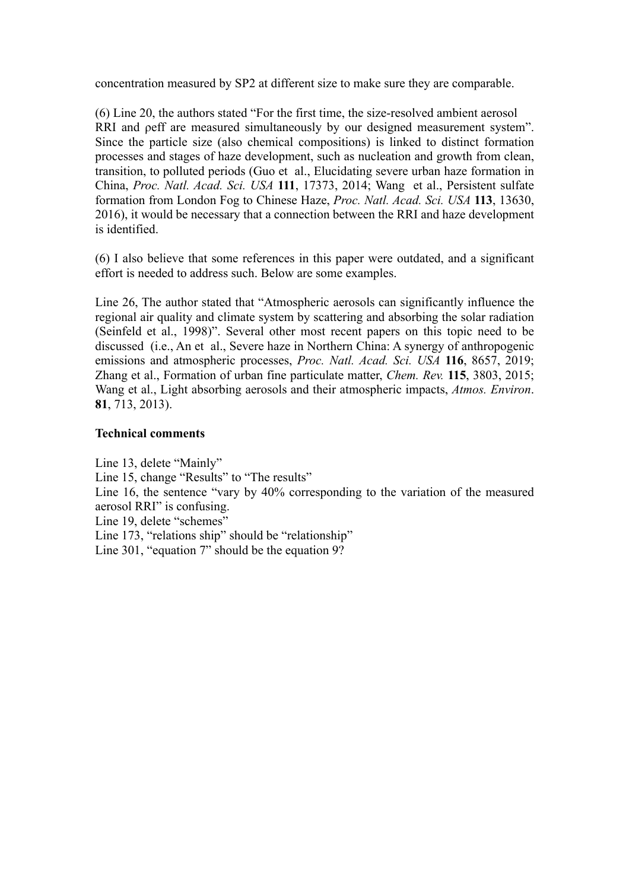concentration measured by SP2 at different size to make sure they are comparable.

(6) Line 20, the authors stated "For the first time, the size-resolved ambient aerosol RRI and ρeff are measured simultaneously by our designed measurement system". Since the particle size (also chemical compositions) is linked to distinct formation processes and stages of haze development, such as nucleation and growth from clean, transition, to polluted periods (Guo et al., Elucidating severe urban haze formation in China, *Proc. Natl. Acad. Sci. USA* **111**, 17373, 2014; Wang et al., Persistent sulfate formation from London Fog to Chinese Haze, *Proc. Natl. Acad. Sci. USA* **113**, 13630, 2016), it would be necessary that a connection between the RRI and haze development is identified.

(6) I also believe that some references in this paper were outdated, and a significant effort is needed to address such. Below are some examples.

Line 26, The author stated that "Atmospheric aerosols can significantly influence the regional air quality and climate system by scattering and absorbing the solar radiation (Seinfeld et al., 1998)". Several other most recent papers on this topic need to be discussed (i.e., An et al., Severe haze in Northern China: A synergy of anthropogenic emissions and atmospheric processes, *Proc. Natl. Acad. Sci. USA* **116**, 8657, 2019; Zhang et al., Formation of urban fine particulate matter, *Chem. Rev.* **115**, 3803, 2015; Wang et al., Light absorbing aerosols and their atmospheric impacts, *Atmos. Environ*. **81**, 713, 2013).

**Technical comments**

Line 13, delete "Mainly"
Line 15, change "Results" to "The results"
Line 16, the sentence "vary by 40% corresponding to the variation of the measured aerosol RRI" is confusing.
Line 19, delete "schemes"
Line 173, "relations ship" should be "relationship"
Line 301, "equation 7" should be the equation 9?